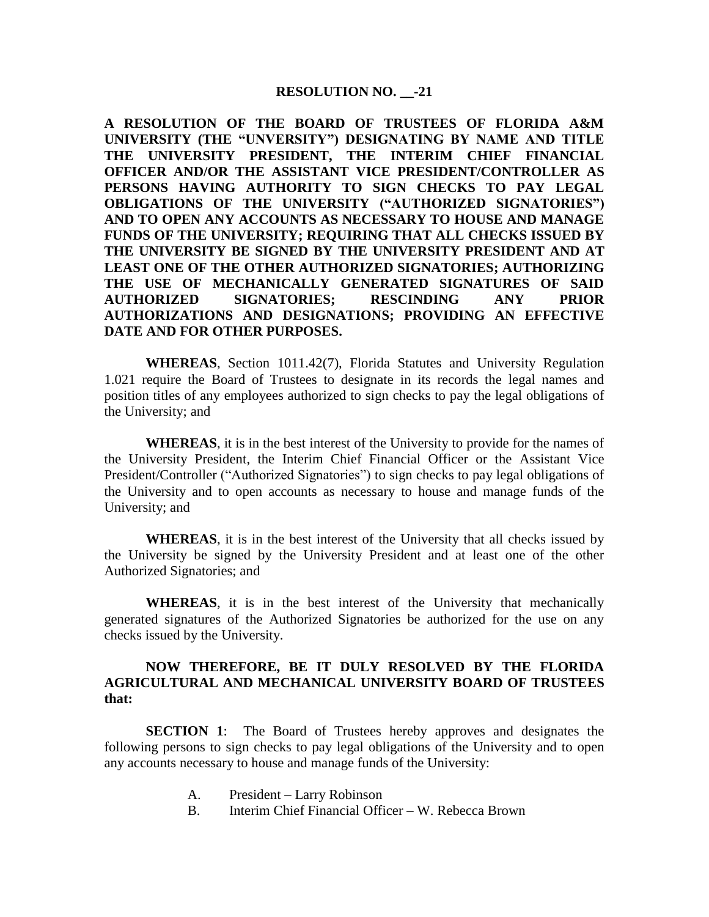**RESOLUTION NO. __-21**

**A RESOLUTION OF THE BOARD OF TRUSTEES OF FLORIDA A&M UNIVERSITY (THE "UNVERSITY") DESIGNATING BY NAME AND TITLE THE UNIVERSITY PRESIDENT, THE INTERIM CHIEF FINANCIAL OFFICER AND/OR THE ASSISTANT VICE PRESIDENT/CONTROLLER AS PERSONS HAVING AUTHORITY TO SIGN CHECKS TO PAY LEGAL OBLIGATIONS OF THE UNIVERSITY ("AUTHORIZED SIGNATORIES") AND TO OPEN ANY ACCOUNTS AS NECESSARY TO HOUSE AND MANAGE FUNDS OF THE UNIVERSITY; REQUIRING THAT ALL CHECKS ISSUED BY THE UNIVERSITY BE SIGNED BY THE UNIVERSITY PRESIDENT AND AT LEAST ONE OF THE OTHER AUTHORIZED SIGNATORIES; AUTHORIZING THE USE OF MECHANICALLY GENERATED SIGNATURES OF SAID AUTHORIZED SIGNATORIES; RESCINDING ANY PRIOR AUTHORIZATIONS AND DESIGNATIONS; PROVIDING AN EFFECTIVE DATE AND FOR OTHER PURPOSES.**

**WHEREAS**, Section 1011.42(7), Florida Statutes and University Regulation 1.021 require the Board of Trustees to designate in its records the legal names and position titles of any employees authorized to sign checks to pay the legal obligations of the University; and

**WHEREAS**, it is in the best interest of the University to provide for the names of the University President, the Interim Chief Financial Officer or the Assistant Vice President/Controller ("Authorized Signatories") to sign checks to pay legal obligations of the University and to open accounts as necessary to house and manage funds of the University; and

**WHEREAS**, it is in the best interest of the University that all checks issued by the University be signed by the University President and at least one of the other Authorized Signatories; and

**WHEREAS**, it is in the best interest of the University that mechanically generated signatures of the Authorized Signatories be authorized for the use on any checks issued by the University.

**NOW THEREFORE, BE IT DULY RESOLVED BY THE FLORIDA AGRICULTURAL AND MECHANICAL UNIVERSITY BOARD OF TRUSTEES that:**

**SECTION 1**: The Board of Trustees hereby approves and designates the following persons to sign checks to pay legal obligations of the University and to open any accounts necessary to house and manage funds of the University:

A. President – Larry Robinson
B. Interim Chief Financial Officer – W. Rebecca Brown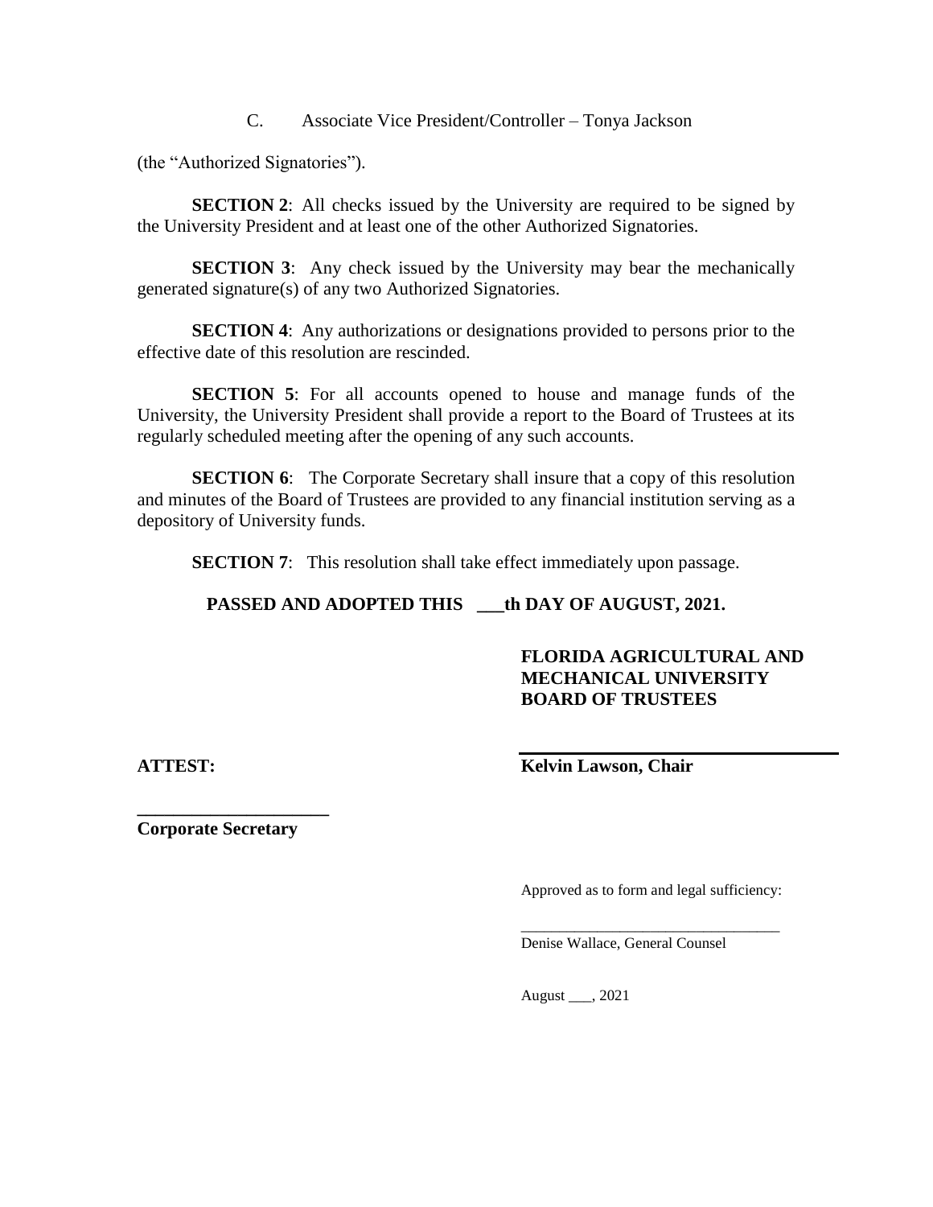C. Associate Vice President/Controller – Tonya Jackson

(the "Authorized Signatories").

**SECTION 2**: All checks issued by the University are required to be signed by the University President and at least one of the other Authorized Signatories.

**SECTION 3**: Any check issued by the University may bear the mechanically generated signature(s) of any two Authorized Signatories.

**SECTION 4**: Any authorizations or designations provided to persons prior to the effective date of this resolution are rescinded.

**SECTION 5**: For all accounts opened to house and manage funds of the University, the University President shall provide a report to the Board of Trustees at its regularly scheduled meeting after the opening of any such accounts.

**SECTION 6**: The Corporate Secretary shall insure that a copy of this resolution and minutes of the Board of Trustees are provided to any financial institution serving as a depository of University funds.

**SECTION 7**: This resolution shall take effect immediately upon passage.

**PASSED AND ADOPTED THIS ___th DAY OF AUGUST, 2021.**

**FLORIDA AGRICULTURAL AND MECHANICAL UNIVERSITY BOARD OF TRUSTEES**

**ATTEST:**

**Kelvin Lawson, Chair**

**_____________________**
**Corporate Secretary**

Approved as to form and legal sufficiency:

_________________________________
Denise Wallace, General Counsel

August ___, 2021